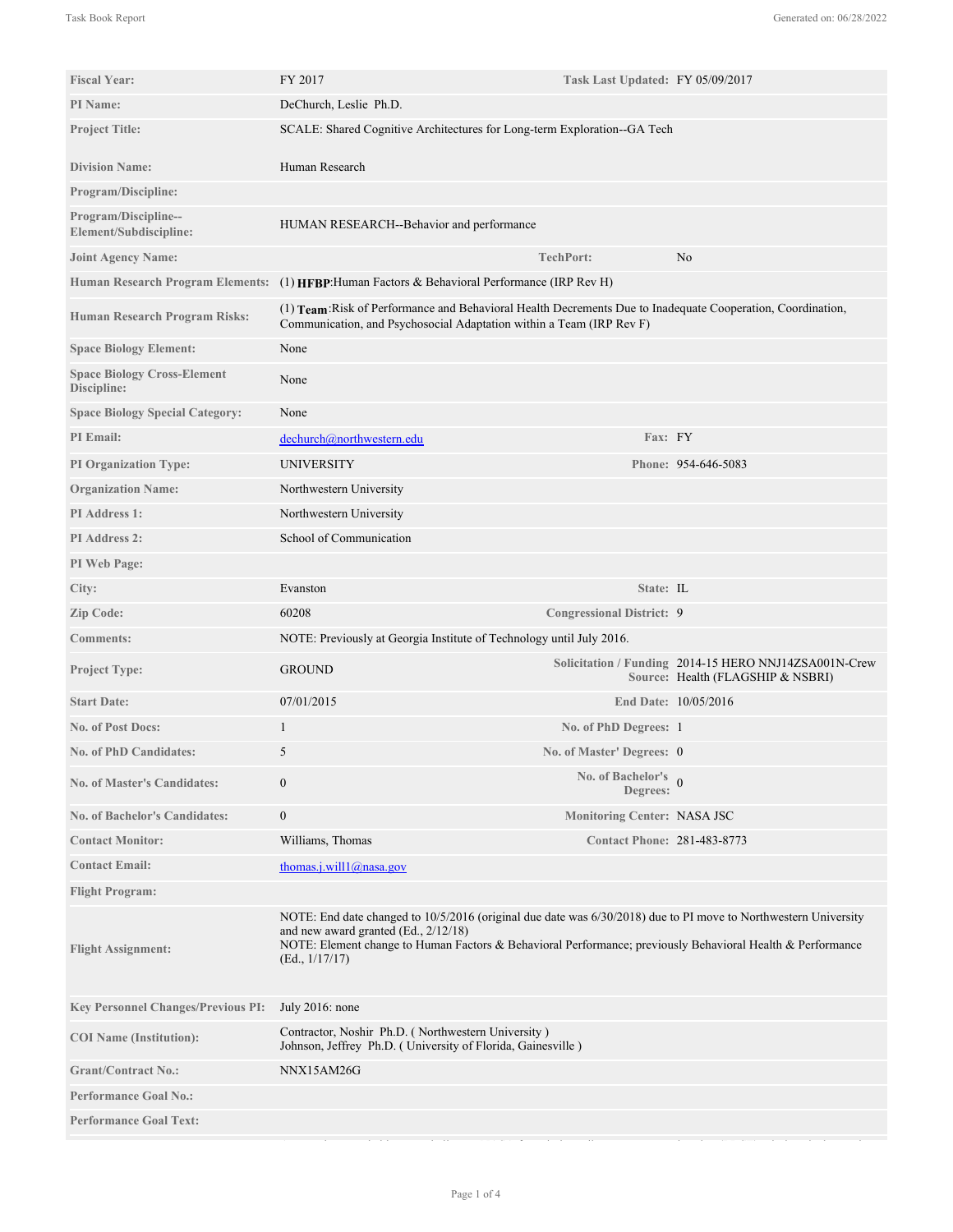| | | | |
|---|---|---|---|
| **Fiscal Year:** | FY 2017 | **Task Last Updated:** | FY 05/09/2017 |
| **PI Name:** | DeChurch, Leslie Ph.D. | | |
| **Project Title:** | SCALE: Shared Cognitive Architectures for Long-term Exploration--GA Tech | | |
| **Division Name:** | Human Research | | |
| **Program/Discipline:** | | | |
| **Program/Discipline--Element/Subdiscipline:** | HUMAN RESEARCH--Behavior and performance | | |
| **Joint Agency Name:** | | **TechPort:** | No |
| **Human Research Program Elements:** | (1) **HFBP**:Human Factors & Behavioral Performance (IRP Rev H) | | |
| **Human Research Program Risks:** | (1) **Team**:Risk of Performance and Behavioral Health Decrements Due to Inadequate Cooperation, Coordination, Communication, and Psychosocial Adaptation within a Team (IRP Rev F) | | |
| **Space Biology Element:** | None | | |
| **Space Biology Cross-Element Discipline:** | None | | |
| **Space Biology Special Category:** | None | | |
| **PI Email:** | dechurch@northwestern.edu | **Fax:** | FY |
| **PI Organization Type:** | UNIVERSITY | **Phone:** | 954-646-5083 |
| **Organization Name:** | Northwestern University | | |
| **PI Address 1:** | Northwestern University | | |
| **PI Address 2:** | School of Communication | | |
| **PI Web Page:** | | | |
| **City:** | Evanston | **State:** | IL |
| **Zip Code:** | 60208 | **Congressional District:** | 9 |
| **Comments:** | NOTE: Previously at Georgia Institute of Technology until July 2016. | | |
| **Project Type:** | GROUND | **Solicitation / Funding Source:** | 2014-15 HERO NNJ14ZSA001N-Crew Health (FLAGSHIP & NSBRI) |
| **Start Date:** | 07/01/2015 | **End Date:** | 10/05/2016 |
| **No. of Post Docs:** | 1 | **No. of PhD Degrees:** | 1 |
| **No. of PhD Candidates:** | 5 | **No. of Master' Degrees:** | 0 |
| **No. of Master's Candidates:** | 0 | **No. of Bachelor's Degrees:** | 0 |
| **No. of Bachelor's Candidates:** | 0 | **Monitoring Center:** | NASA JSC |
| **Contact Monitor:** | Williams, Thomas | **Contact Phone:** | 281-483-8773 |
| **Contact Email:** | thomas.j.will1@nasa.gov | | |
| **Flight Program:** | | | |
| **Flight Assignment:** | NOTE: End date changed to 10/5/2016 (original due date was 6/30/2018) due to PI move to Northwestern University and new award granted (Ed., 2/12/18)<br>NOTE: Element change to Human Factors & Behavioral Performance; previously Behavioral Health & Performance (Ed., 1/17/17) | | |
| **Key Personnel Changes/Previous PI:** | July 2016: none | | |
| **COI Name (Institution):** | Contractor, Noshir Ph.D. ( Northwestern University )<br>Johnson, Jeffrey Ph.D. ( University of Florida, Gainesville ) | | |
| **Grant/Contract No.:** | NNX15AM26G | | |
| **Performance Goal No.:** | | | |
| **Performance Goal Text:** | | | |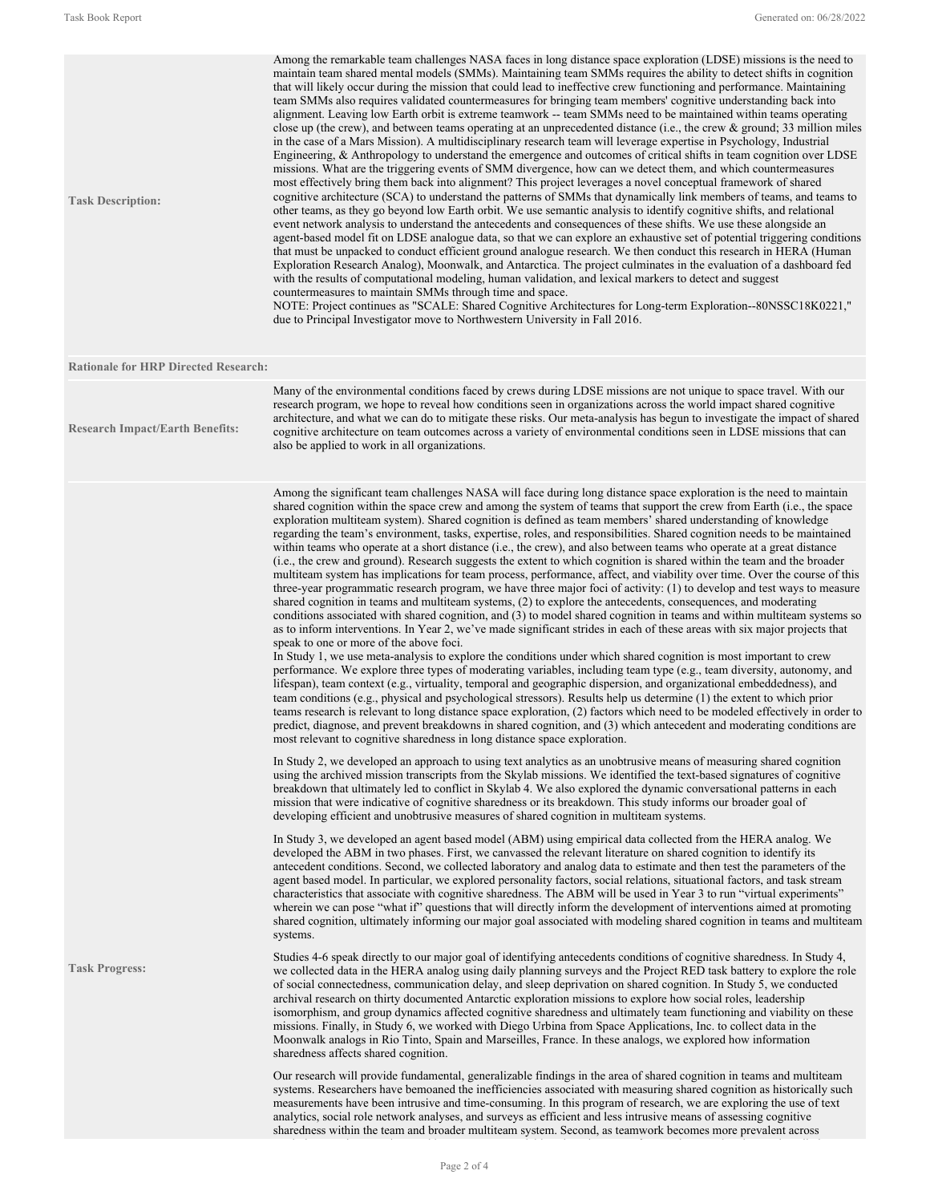**Task Description:**

Among the remarkable team challenges NASA faces in long distance space exploration (LDSE) missions is the need to maintain team shared mental models (SMMs). Maintaining team SMMs requires the ability to detect shifts in cognition that will likely occur during the mission that could lead to ineffective crew functioning and performance. Maintaining team SMMs also requires validated countermeasures for bringing team members' cognitive understanding back into alignment. Leaving low Earth orbit is extreme teamwork -- team SMMs need to be maintained within teams operating close up (the crew), and between teams operating at an unprecedented distance (i.e., the crew & ground; 33 million miles in the case of a Mars Mission). A multidisciplinary research team will leverage expertise in Psychology, Industrial Engineering, & Anthropology to understand the emergence and outcomes of critical shifts in team cognition over LDSE missions. What are the triggering events of SMM divergence, how can we detect them, and which countermeasures most effectively bring them back into alignment? This project leverages a novel conceptual framework of shared cognitive architecture (SCA) to understand the patterns of SMMs that dynamically link members of teams, and teams to other teams, as they go beyond low Earth orbit. We use semantic analysis to identify cognitive shifts, and relational event network analysis to understand the antecedents and consequences of these shifts. We use these alongside an agent-based model fit on LDSE analogue data, so that we can explore an exhaustive set of potential triggering conditions that must be unpacked to conduct efficient ground analogue research. We then conduct this research in HERA (Human Exploration Research Analog), Moonwalk, and Antarctica. The project culminates in the evaluation of a dashboard fed with the results of computational modeling, human validation, and lexical markers to detect and suggest countermeasures to maintain SMMs through time and space.
NOTE: Project continues as "SCALE: Shared Cognitive Architectures for Long-term Exploration--80NSSC18K0221," due to Principal Investigator move to Northwestern University in Fall 2016.

**Rationale for HRP Directed Research:**

**Research Impact/Earth Benefits:**

Many of the environmental conditions faced by crews during LDSE missions are not unique to space travel. With our research program, we hope to reveal how conditions seen in organizations across the world impact shared cognitive architecture, and what we can do to mitigate these risks. Our meta-analysis has begun to investigate the impact of shared cognitive architecture on team outcomes across a variety of environmental conditions seen in LDSE missions that can also be applied to work in all organizations.

**Task Progress:**

Among the significant team challenges NASA will face during long distance space exploration is the need to maintain shared cognition within the space crew and among the system of teams that support the crew from Earth (i.e., the space exploration multiteam system). Shared cognition is defined as team members' shared understanding of knowledge regarding the team's environment, tasks, expertise, roles, and responsibilities. Shared cognition needs to be maintained within teams who operate at a short distance (i.e., the crew), and also between teams who operate at a great distance (i.e., the crew and ground). Research suggests the extent to which cognition is shared within the team and the broader multiteam system has implications for team process, performance, affect, and viability over time. Over the course of this three-year programmatic research program, we have three major foci of activity: (1) to develop and test ways to measure shared cognition in teams and multiteam systems, (2) to explore the antecedents, consequences, and moderating conditions associated with shared cognition, and (3) to model shared cognition in teams and within multiteam systems so as to inform interventions. In Year 2, we've made significant strides in each of these areas with six major projects that speak to one or more of the above foci.
In Study 1, we use meta-analysis to explore the conditions under which shared cognition is most important to crew performance. We explore three types of moderating variables, including team type (e.g., team diversity, autonomy, and lifespan), team context (e.g., virtuality, temporal and geographic dispersion, and organizational embeddedness), and team conditions (e.g., physical and psychological stressors). Results help us determine (1) the extent to which prior teams research is relevant to long distance space exploration, (2) factors which need to be modeled effectively in order to predict, diagnose, and prevent breakdowns in shared cognition, and (3) which antecedent and moderating conditions are most relevant to cognitive sharedness in long distance space exploration.

In Study 2, we developed an approach to using text analytics as an unobtrusive means of measuring shared cognition using the archived mission transcripts from the Skylab missions. We identified the text-based signatures of cognitive breakdown that ultimately led to conflict in Skylab 4. We also explored the dynamic conversational patterns in each mission that were indicative of cognitive sharedness or its breakdown. This study informs our broader goal of developing efficient and unobtrusive measures of shared cognition in multiteam systems.

In Study 3, we developed an agent based model (ABM) using empirical data collected from the HERA analog. We developed the ABM in two phases. First, we canvassed the relevant literature on shared cognition to identify its antecedent conditions. Second, we collected laboratory and analog data to estimate and then test the parameters of the agent based model. In particular, we explored personality factors, social relations, situational factors, and task stream characteristics that associate with cognitive sharedness. The ABM will be used in Year 3 to run "virtual experiments" wherein we can pose "what if" questions that will directly inform the development of interventions aimed at promoting shared cognition, ultimately informing our major goal associated with modeling shared cognition in teams and multiteam systems.

Studies 4-6 speak directly to our major goal of identifying antecedents conditions of cognitive sharedness. In Study 4, we collected data in the HERA analog using daily planning surveys and the Project RED task battery to explore the role of social connectedness, communication delay, and sleep deprivation on shared cognition. In Study 5, we conducted archival research on thirty documented Antarctic exploration missions to explore how social roles, leadership isomorphism, and group dynamics affected cognitive sharedness and ultimately team functioning and viability on these missions. Finally, in Study 6, we worked with Diego Urbina from Space Applications, Inc. to collect data in the Moonwalk analogs in Rio Tinto, Spain and Marseilles, France. In these analogs, we explored how information sharedness affects shared cognition.

Our research will provide fundamental, generalizable findings in the area of shared cognition in teams and multiteam systems. Researchers have bemoaned the inefficiencies associated with measuring shared cognition as historically such measurements have been intrusive and time-consuming. In this program of research, we are exploring the use of text analytics, social role network analyses, and surveys as efficient and less intrusive means of assessing cognitive sharedness within the team and broader multiteam system. Second, as teamwork becomes more prevalent across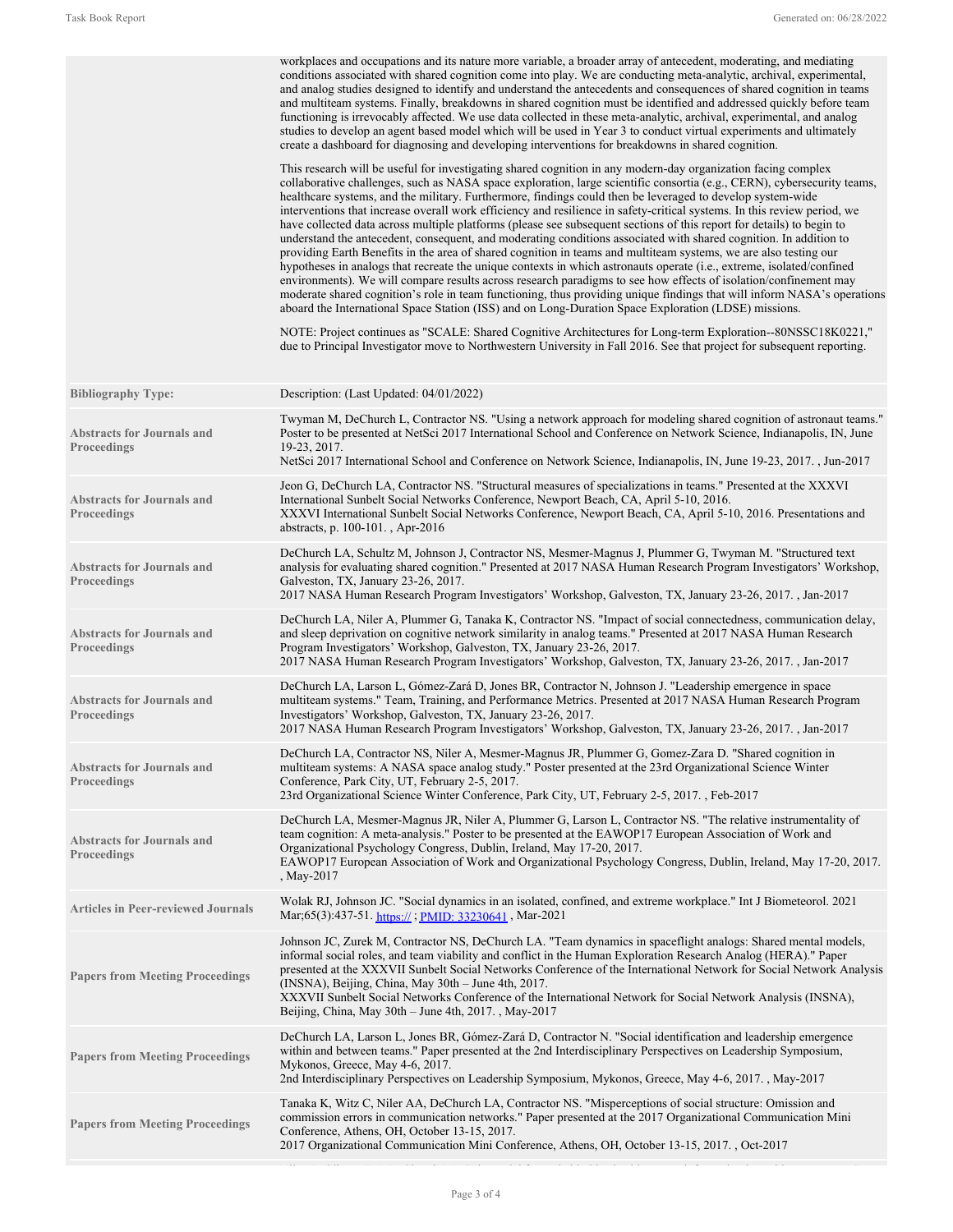workplaces and occupations and its nature more variable, a broader array of antecedent, moderating, and mediating conditions associated with shared cognition come into play. We are conducting meta-analytic, archival, experimental, and analog studies designed to identify and understand the antecedents and consequences of shared cognition in teams and multiteam systems. Finally, breakdowns in shared cognition must be identified and addressed quickly before team functioning is irrevocably affected. We use data collected in these meta-analytic, archival, experimental, and analog studies to develop an agent based model which will be used in Year 3 to conduct virtual experiments and ultimately create a dashboard for diagnosing and developing interventions for breakdowns in shared cognition.

This research will be useful for investigating shared cognition in any modern-day organization facing complex collaborative challenges, such as NASA space exploration, large scientific consortia (e.g., CERN), cybersecurity teams, healthcare systems, and the military. Furthermore, findings could then be leveraged to develop system-wide interventions that increase overall work efficiency and resilience in safety-critical systems. In this review period, we have collected data across multiple platforms (please see subsequent sections of this report for details) to begin to understand the antecedent, consequent, and moderating conditions associated with shared cognition. In addition to providing Earth Benefits in the area of shared cognition in teams and multiteam systems, we are also testing our hypotheses in analogs that recreate the unique contexts in which astronauts operate (i.e., extreme, isolated/confined environments). We will compare results across research paradigms to see how effects of isolation/confinement may moderate shared cognition's role in team functioning, thus providing unique findings that will inform NASA's operations aboard the International Space Station (ISS) and on Long-Duration Space Exploration (LDSE) missions.

NOTE: Project continues as "SCALE: Shared Cognitive Architectures for Long-term Exploration--80NSSC18K0221," due to Principal Investigator move to Northwestern University in Fall 2016. See that project for subsequent reporting.

| Bibliography Type: | Description: (Last Updated: 04/01/2022) |
|---|---|
| Abstracts for Journals and Proceedings | Twyman M, DeChurch L, Contractor NS. "Using a network approach for modeling shared cognition of astronaut teams." Poster to be presented at NetSci 2017 International School and Conference on Network Science, Indianapolis, IN, June 19-23, 2017. NetSci 2017 International School and Conference on Network Science, Indianapolis, IN, June 19-23, 2017. , Jun-2017 |
| Abstracts for Journals and Proceedings | Jeon G, DeChurch LA, Contractor NS. "Structural measures of specializations in teams." Presented at the XXXVI International Sunbelt Social Networks Conference, Newport Beach, CA, April 5-10, 2016. XXXVI International Sunbelt Social Networks Conference, Newport Beach, CA, April 5-10, 2016. Presentations and abstracts, p. 100-101. , Apr-2016 |
| Abstracts for Journals and Proceedings | DeChurch LA, Schultz M, Johnson J, Contractor NS, Mesmer-Magnus J, Plummer G, Twyman M. "Structured text analysis for evaluating shared cognition." Presented at 2017 NASA Human Research Program Investigators' Workshop, Galveston, TX, January 23-26, 2017. 2017 NASA Human Research Program Investigators' Workshop, Galveston, TX, January 23-26, 2017. , Jan-2017 |
| Abstracts for Journals and Proceedings | DeChurch LA, Niler A, Plummer G, Tanaka K, Contractor NS. "Impact of social connectedness, communication delay, and sleep deprivation on cognitive network similarity in analog teams." Presented at 2017 NASA Human Research Program Investigators' Workshop, Galveston, TX, January 23-26, 2017. 2017 NASA Human Research Program Investigators' Workshop, Galveston, TX, January 23-26, 2017. , Jan-2017 |
| Abstracts for Journals and Proceedings | DeChurch LA, Larson L, Gómez-Zará D, Jones BR, Contractor N, Johnson J. "Leadership emergence in space multiteam systems." Team, Training, and Performance Metrics. Presented at 2017 NASA Human Research Program Investigators' Workshop, Galveston, TX, January 23-26, 2017. 2017 NASA Human Research Program Investigators' Workshop, Galveston, TX, January 23-26, 2017. , Jan-2017 |
| Abstracts for Journals and Proceedings | DeChurch LA, Contractor NS, Niler A, Mesmer-Magnus JR, Plummer G, Gomez-Zara D. "Shared cognition in multiteam systems: A NASA space analog study." Poster presented at the 23rd Organizational Science Winter Conference, Park City, UT, February 2-5, 2017. 23rd Organizational Science Winter Conference, Park City, UT, February 2-5, 2017. , Feb-2017 |
| Abstracts for Journals and Proceedings | DeChurch LA, Mesmer-Magnus JR, Niler A, Plummer G, Larson L, Contractor NS. "The relative instrumentality of team cognition: A meta-analysis." Poster to be presented at the EAWOP17 European Association of Work and Organizational Psychology Congress, Dublin, Ireland, May 17-20, 2017. EAWOP17 European Association of Work and Organizational Psychology Congress, Dublin, Ireland, May 17-20, 2017. , May-2017 |
| Articles in Peer-reviewed Journals | Wolak RJ, Johnson JC. "Social dynamics in an isolated, confined, and extreme workplace." Int J Biometeorol. 2021 Mar;65(3):437-51. https:// ; PMID: 33230641 , Mar-2021 |
| Papers from Meeting Proceedings | Johnson JC, Zurek M, Contractor NS, DeChurch LA. "Team dynamics in spaceflight analogs: Shared mental models, informal social roles, and team viability and conflict in the Human Exploration Research Analog (HERA)." Paper presented at the XXXVII Sunbelt Social Networks Conference of the International Network for Social Network Analysis (INSNA), Beijing, China, May 30th – June 4th, 2017. XXXVII Sunbelt Social Networks Conference of the International Network for Social Network Analysis (INSNA), Beijing, China, May 30th – June 4th, 2017. , May-2017 |
| Papers from Meeting Proceedings | DeChurch LA, Larson L, Jones BR, Gómez-Zará D, Contractor N. "Social identification and leadership emergence within and between teams." Paper presented at the 2nd Interdisciplinary Perspectives on Leadership Symposium, Mykonos, Greece, May 4-6, 2017. 2nd Interdisciplinary Perspectives on Leadership Symposium, Mykonos, Greece, May 4-6, 2017. , May-2017 |
| Papers from Meeting Proceedings | Tanaka K, Witz C, Niler AA, DeChurch LA, Contractor NS. "Misperceptions of social structure: Omission and commission errors in communication networks." Paper presented at the 2017 Organizational Communication Mini Conference, Athens, OH, October 13-15, 2017. 2017 Organizational Communication Mini Conference, Athens, OH, October 13-15, 2017. , Oct-2017 |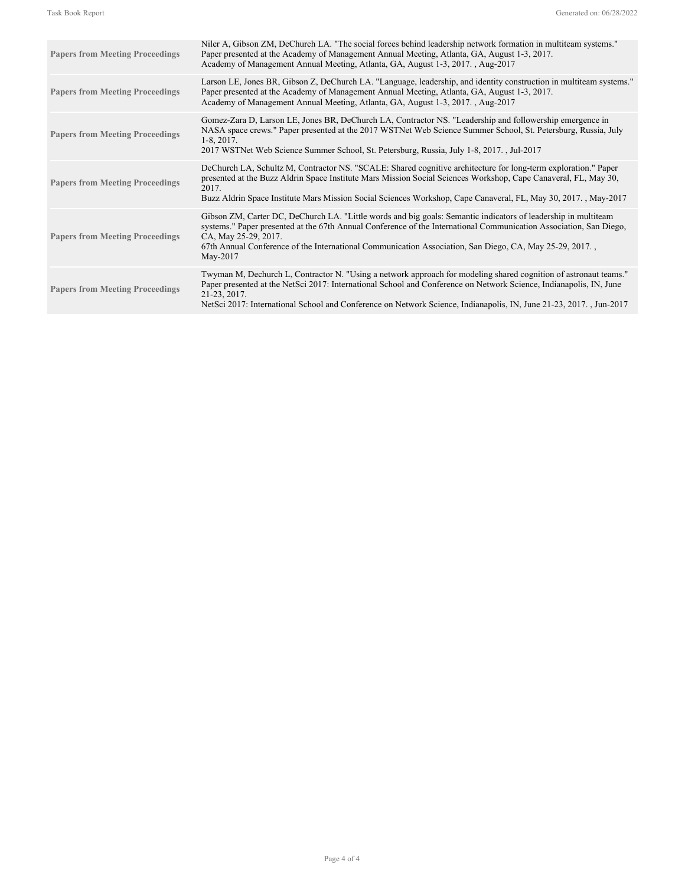| | |
|---|---|
| **Papers from Meeting Proceedings** | Niler A, Gibson ZM, DeChurch LA. "The social forces behind leadership network formation in multiteam systems." Paper presented at the Academy of Management Annual Meeting, Atlanta, GA, August 1-3, 2017.<br>Academy of Management Annual Meeting, Atlanta, GA, August 1-3, 2017. , Aug-2017 |
| **Papers from Meeting Proceedings** | Larson LE, Jones BR, Gibson Z, DeChurch LA. "Language, leadership, and identity construction in multiteam systems." Paper presented at the Academy of Management Annual Meeting, Atlanta, GA, August 1-3, 2017.<br>Academy of Management Annual Meeting, Atlanta, GA, August 1-3, 2017. , Aug-2017 |
| **Papers from Meeting Proceedings** | Gomez-Zara D, Larson LE, Jones BR, DeChurch LA, Contractor NS. "Leadership and followership emergence in NASA space crews." Paper presented at the 2017 WSTNet Web Science Summer School, St. Petersburg, Russia, July 1-8, 2017.<br>2017 WSTNet Web Science Summer School, St. Petersburg, Russia, July 1-8, 2017. , Jul-2017 |
| **Papers from Meeting Proceedings** | DeChurch LA, Schultz M, Contractor NS. "SCALE: Shared cognitive architecture for long-term exploration." Paper presented at the Buzz Aldrin Space Institute Mars Mission Social Sciences Workshop, Cape Canaveral, FL, May 30, 2017.<br>Buzz Aldrin Space Institute Mars Mission Social Sciences Workshop, Cape Canaveral, FL, May 30, 2017. , May-2017 |
| **Papers from Meeting Proceedings** | Gibson ZM, Carter DC, DeChurch LA. "Little words and big goals: Semantic indicators of leadership in multiteam systems." Paper presented at the 67th Annual Conference of the International Communication Association, San Diego, CA, May 25-29, 2017.<br>67th Annual Conference of the International Communication Association, San Diego, CA, May 25-29, 2017. , May-2017 |
| **Papers from Meeting Proceedings** | Twyman M, Dechurch L, Contractor N. "Using a network approach for modeling shared cognition of astronaut teams." Paper presented at the NetSci 2017: International School and Conference on Network Science, Indianapolis, IN, June 21-23, 2017.<br>NetSci 2017: International School and Conference on Network Science, Indianapolis, IN, June 21-23, 2017. , Jun-2017 |